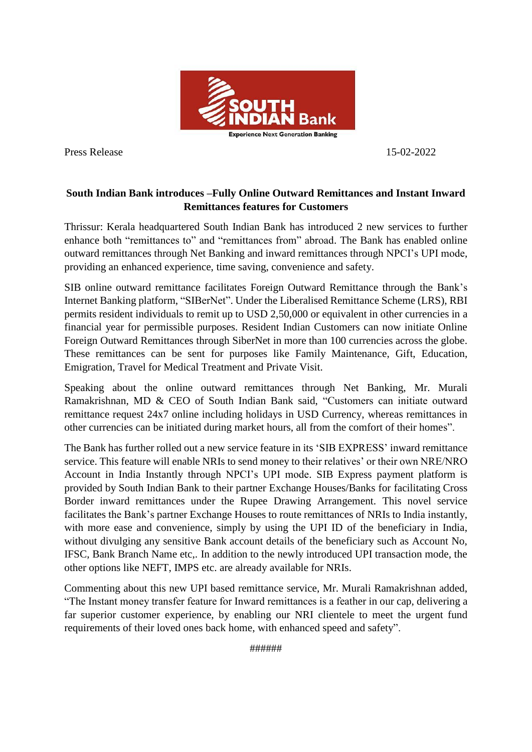Press Release 15-02-2022

**South Indian Bank introduces –Fully Online Outward Remittances and Instant Inward Remittances features for Customers**

Thrissur: Kerala headquartered South Indian Bank has introduced 2 new services to further enhance both "remittances to" and "remittances from" abroad. The Bank has enabled online outward remittances through Net Banking and inward remittances through NPCI's UPI mode, providing an enhanced experience, time saving, convenience and safety.

SIB online outward remittance facilitates Foreign Outward Remittance through the Bank's Internet Banking platform, "SIBerNet". Under the Liberalised Remittance Scheme (LRS), RBI permits resident individuals to remit up to USD 2,50,000 or equivalent in other currencies in a financial year for permissible purposes. Resident Indian Customers can now initiate Online Foreign Outward Remittances through SiberNet in more than 100 currencies across the globe. These remittances can be sent for purposes like Family Maintenance, Gift, Education, Emigration, Travel for Medical Treatment and Private Visit.

Speaking about the online outward remittances through Net Banking, Mr. Murali Ramakrishnan, MD & CEO of South Indian Bank said, "Customers can initiate outward remittance request 24x7 online including holidays in USD Currency, whereas remittances in other currencies can be initiated during market hours, all from the comfort of their homes".

The Bank has further rolled out a new service feature in its 'SIB EXPRESS' inward remittance service. This feature will enable NRIs to send money to their relatives' or their own NRE/NRO Account in India Instantly through NPCI's UPI mode. SIB Express payment platform is provided by South Indian Bank to their partner Exchange Houses/Banks for facilitating Cross Border inward remittances under the Rupee Drawing Arrangement. This novel service facilitates the Bank's partner Exchange Houses to route remittances of NRIs to India instantly, with more ease and convenience, simply by using the UPI ID of the beneficiary in India, without divulging any sensitive Bank account details of the beneficiary such as Account No, IFSC, Bank Branch Name etc,. In addition to the newly introduced UPI transaction mode, the other options like NEFT, IMPS etc. are already available for NRIs.

Commenting about this new UPI based remittance service, Mr. Murali Ramakrishnan added, "The Instant money transfer feature for Inward remittances is a feather in our cap, delivering a far superior customer experience, by enabling our NRI clientele to meet the urgent fund requirements of their loved ones back home, with enhanced speed and safety".

######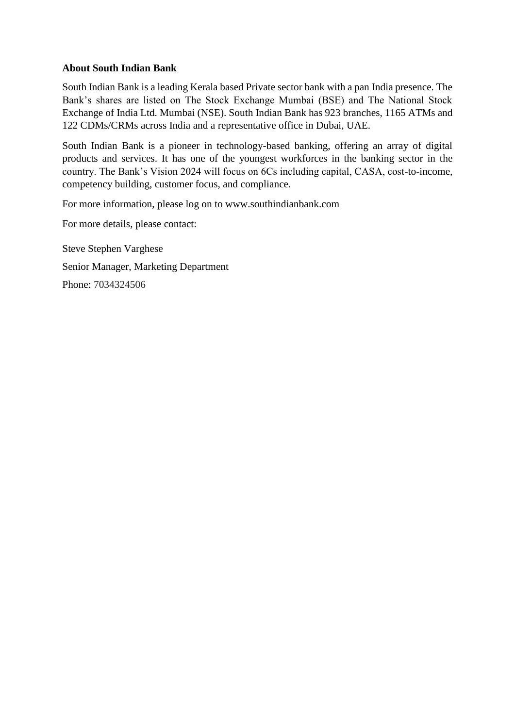**About South Indian Bank**

South Indian Bank is a leading Kerala based Private sector bank with a pan India presence. The Bank's shares are listed on The Stock Exchange Mumbai (BSE) and The National Stock Exchange of India Ltd. Mumbai (NSE). South Indian Bank has 923 branches, 1165 ATMs and 122 CDMs/CRMs across India and a representative office in Dubai, UAE.

South Indian Bank is a pioneer in technology-based banking, offering an array of digital products and services. It has one of the youngest workforces in the banking sector in the country. The Bank's Vision 2024 will focus on 6Cs including capital, CASA, cost-to-income, competency building, customer focus, and compliance.

For more information, please log on to www.southindianbank.com

For more details, please contact:

Steve Stephen Varghese

Senior Manager, Marketing Department

Phone: 7034324506